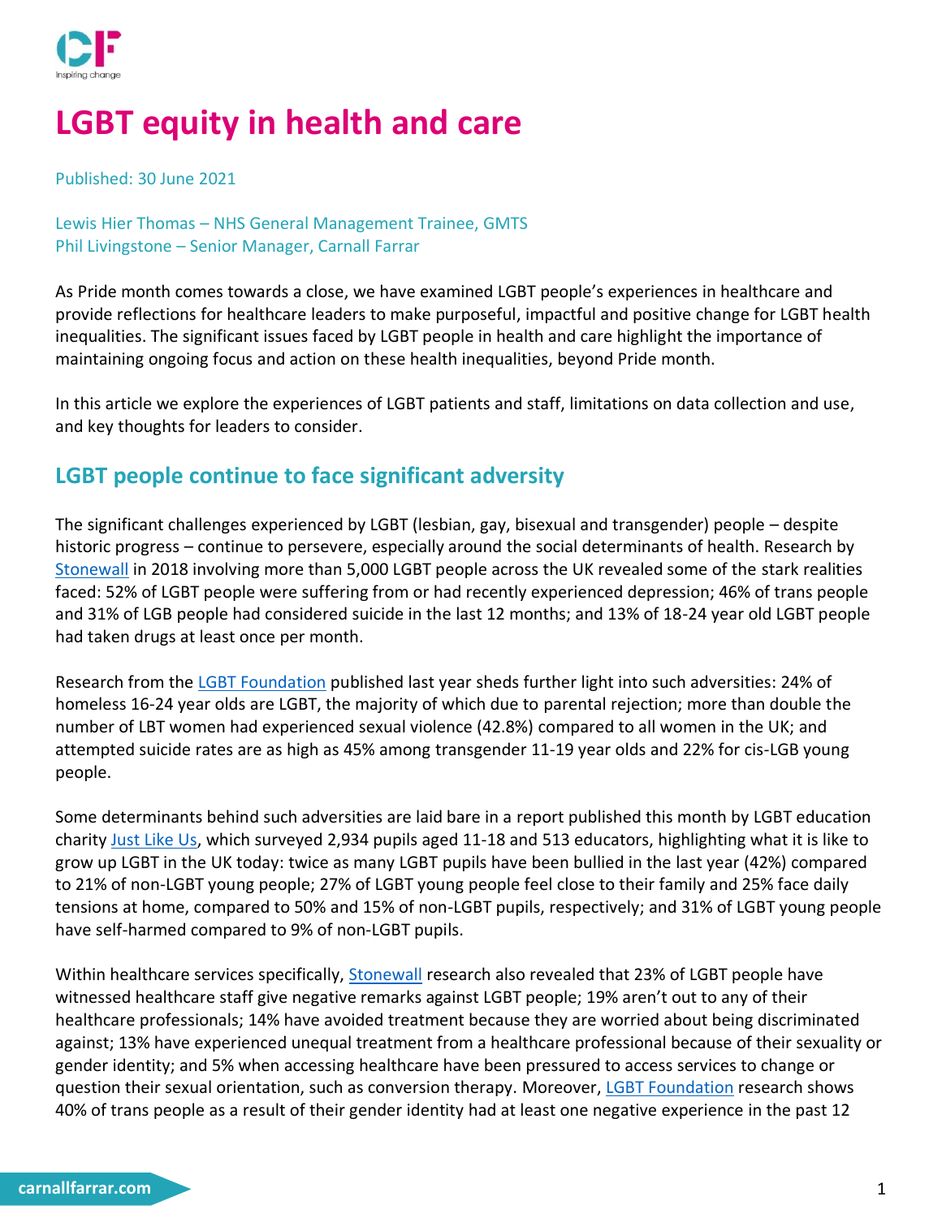# LGBT equity in health and care

Published: 30 June 2021

Lewis Hier Thomas – NHS General Management Trainee, GMTS
Phil Livingstone – Senior Manager, Carnall Farrar

As Pride month comes towards a close, we have examined LGBT people's experiences in healthcare and provide reflections for healthcare leaders to make purposeful, impactful and positive change for LGBT health inequalities. The significant issues faced by LGBT people in health and care highlight the importance of maintaining ongoing focus and action on these health inequalities, beyond Pride month.

In this article we explore the experiences of LGBT patients and staff, limitations on data collection and use, and key thoughts for leaders to consider.

## LGBT people continue to face significant adversity

The significant challenges experienced by LGBT (lesbian, gay, bisexual and transgender) people – despite historic progress – continue to persevere, especially around the social determinants of health. Research by Stonewall in 2018 involving more than 5,000 LGBT people across the UK revealed some of the stark realities faced: 52% of LGBT people were suffering from or had recently experienced depression; 46% of trans people and 31% of LGB people had considered suicide in the last 12 months; and 13% of 18-24 year old LGBT people had taken drugs at least once per month.

Research from the LGBT Foundation published last year sheds further light into such adversities: 24% of homeless 16-24 year olds are LGBT, the majority of which due to parental rejection; more than double the number of LBT women had experienced sexual violence (42.8%) compared to all women in the UK; and attempted suicide rates are as high as 45% among transgender 11-19 year olds and 22% for cis-LGB young people.

Some determinants behind such adversities are laid bare in a report published this month by LGBT education charity Just Like Us, which surveyed 2,934 pupils aged 11-18 and 513 educators, highlighting what it is like to grow up LGBT in the UK today: twice as many LGBT pupils have been bullied in the last year (42%) compared to 21% of non-LGBT young people; 27% of LGBT young people feel close to their family and 25% face daily tensions at home, compared to 50% and 15% of non-LGBT pupils, respectively; and 31% of LGBT young people have self-harmed compared to 9% of non-LGBT pupils.

Within healthcare services specifically, Stonewall research also revealed that 23% of LGBT people have witnessed healthcare staff give negative remarks against LGBT people; 19% aren't out to any of their healthcare professionals; 14% have avoided treatment because they are worried about being discriminated against; 13% have experienced unequal treatment from a healthcare professional because of their sexuality or gender identity; and 5% when accessing healthcare have been pressured to access services to change or question their sexual orientation, such as conversion therapy. Moreover, LGBT Foundation research shows 40% of trans people as a result of their gender identity had at least one negative experience in the past 12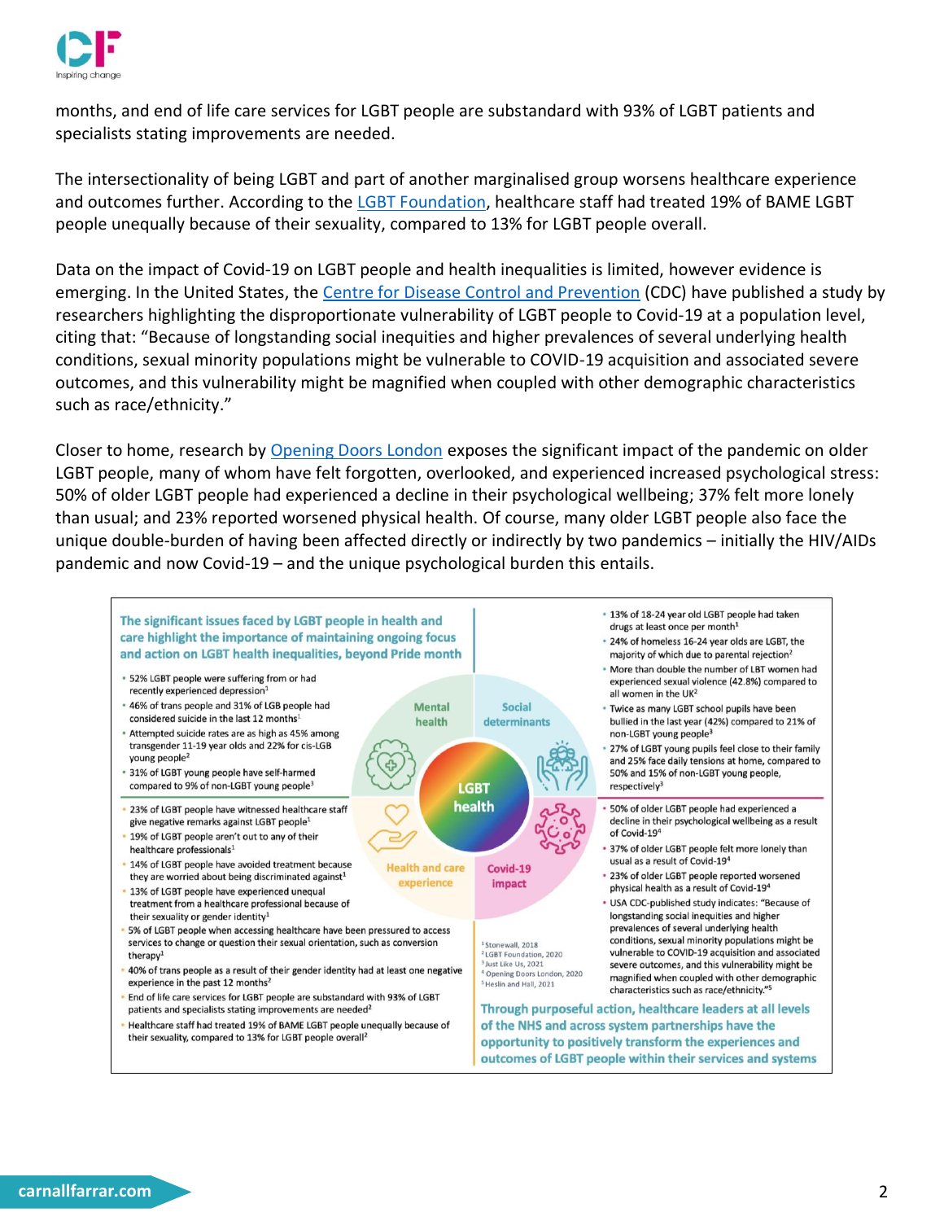months, and end of life care services for LGBT people are substandard with 93% of LGBT patients and specialists stating improvements are needed.

The intersectionality of being LGBT and part of another marginalised group worsens healthcare experience and outcomes further. According to the LGBT Foundation, healthcare staff had treated 19% of BAME LGBT people unequally because of their sexuality, compared to 13% for LGBT people overall.

Data on the impact of Covid-19 on LGBT people and health inequalities is limited, however evidence is emerging. In the United States, the Centre for Disease Control and Prevention (CDC) have published a study by researchers highlighting the disproportionate vulnerability of LGBT people to Covid-19 at a population level, citing that: "Because of longstanding social inequities and higher prevalences of several underlying health conditions, sexual minority populations might be vulnerable to COVID-19 acquisition and associated severe outcomes, and this vulnerability might be magnified when coupled with other demographic characteristics such as race/ethnicity."

Closer to home, research by Opening Doors London exposes the significant impact of the pandemic on older LGBT people, many of whom have felt forgotten, overlooked, and experienced increased psychological stress: 50% of older LGBT people had experienced a decline in their psychological wellbeing; 37% felt more lonely than usual; and 23% reported worsened physical health. Of course, many older LGBT people also face the unique double-burden of having been affected directly or indirectly by two pandemics – initially the HIV/AIDs pandemic and now Covid-19 – and the unique psychological burden this entails.

**The significant issues faced by LGBT people in health and care highlight the importance of maintaining ongoing focus and action on LGBT health inequalities, beyond Pride month**

**LGBT health**

**Mental health**

- 52% LGBT people were suffering from or had recently experienced depression[1]
- 46% of trans people and 31% of LGB people had considered suicide in the last 12 months[1]
- Attempted suicide rates are as high as 45% among transgender 11-19 year olds and 22% for cis-LGB young people[2]
- 31% of LGBT young people have self-harmed compared to 9% of non-LGBT young people[3]

**Social determinants**

- 13% of 18-24 year old LGBT people had taken drugs at least once per month[1]
- 24% of homeless 16-24 year olds are LGBT, the majority of which due to parental rejection[2]
- More than double the number of LBT women had experienced sexual violence (42.8%) compared to all women in the UK[2]
- Twice as many LGBT school pupils have been bullied in the last year (42%) compared to 21% of non-LGBT young people[3]
- 27% of LGBT young pupils feel close to their family and 25% face daily tensions at home, compared to 50% and 15% of non-LGBT young people, respectively[3]

**Health and care experience**

- 23% of LGBT people have witnessed healthcare staff give negative remarks against LGBT people[1]
- 19% of LGBT people aren't out to any of their healthcare professionals[1]
- 14% of LGBT people have avoided treatment because they are worried about being discriminated against[1]
- 13% of LGBT people have experienced unequal treatment from a healthcare professional because of their sexuality or gender identity[1]
- 5% of LGBT people when accessing healthcare have been pressured to access services to change or question their sexual orientation, such as conversion therapy[1]
- 40% of trans people as a result of their gender identity had at least one negative experience in the past 12 months[2]
- End of life care services for LGBT people are substandard with 93% of LGBT patients and specialists stating improvements are needed[2]
- Healthcare staff had treated 19% of BAME LGBT people unequally because of their sexuality, compared to 13% for LGBT people overall[2]

**Covid-19 impact**

- 50% of older LGBT people had experienced a decline in their psychological wellbeing as a result of Covid-19[4]
- 37% of older LGBT people felt more lonely than usual as a result of Covid-19[4]
- 23% of older LGBT people reported worsened physical health as a result of Covid-19[4]
- USA CDC-published study indicates: "Because of longstanding social inequities and higher prevalences of several underlying health conditions, sexual minority populations might be vulnerable to COVID-19 acquisition and associated severe outcomes, and this vulnerability might be magnified when coupled with other demographic characteristics such as race/ethnicity."[5]

[1] Stonewall, 2018
[2] LGBT Foundation, 2020
[3] Just Like Us, 2021
[4] Opening Doors London, 2020
[5] Heslin and Hall, 2021

**Through purposeful action, healthcare leaders at all levels of the NHS and across system partnerships have the opportunity to positively transform the experiences and outcomes of LGBT people within their services and systems**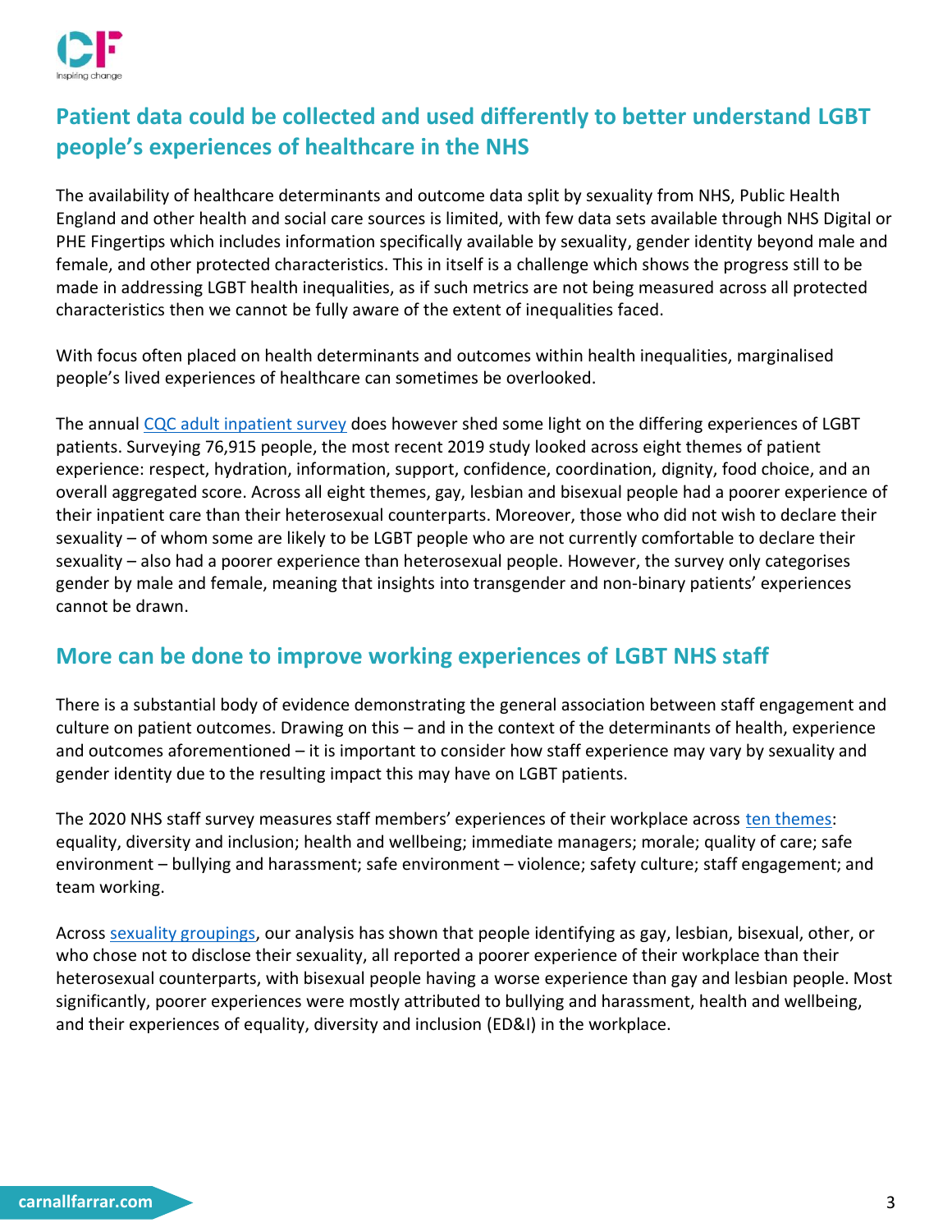## Patient data could be collected and used differently to better understand LGBT people's experiences of healthcare in the NHS

The availability of healthcare determinants and outcome data split by sexuality from NHS, Public Health England and other health and social care sources is limited, with few data sets available through NHS Digital or PHE Fingertips which includes information specifically available by sexuality, gender identity beyond male and female, and other protected characteristics. This in itself is a challenge which shows the progress still to be made in addressing LGBT health inequalities, as if such metrics are not being measured across all protected characteristics then we cannot be fully aware of the extent of inequalities faced.

With focus often placed on health determinants and outcomes within health inequalities, marginalised people's lived experiences of healthcare can sometimes be overlooked.

The annual CQC adult inpatient survey does however shed some light on the differing experiences of LGBT patients. Surveying 76,915 people, the most recent 2019 study looked across eight themes of patient experience: respect, hydration, information, support, confidence, coordination, dignity, food choice, and an overall aggregated score. Across all eight themes, gay, lesbian and bisexual people had a poorer experience of their inpatient care than their heterosexual counterparts. Moreover, those who did not wish to declare their sexuality – of whom some are likely to be LGBT people who are not currently comfortable to declare their sexuality – also had a poorer experience than heterosexual people. However, the survey only categorises gender by male and female, meaning that insights into transgender and non-binary patients' experiences cannot be drawn.

## More can be done to improve working experiences of LGBT NHS staff

There is a substantial body of evidence demonstrating the general association between staff engagement and culture on patient outcomes. Drawing on this – and in the context of the determinants of health, experience and outcomes aforementioned – it is important to consider how staff experience may vary by sexuality and gender identity due to the resulting impact this may have on LGBT patients.

The 2020 NHS staff survey measures staff members' experiences of their workplace across ten themes: equality, diversity and inclusion; health and wellbeing; immediate managers; morale; quality of care; safe environment – bullying and harassment; safe environment – violence; safety culture; staff engagement; and team working.

Across sexuality groupings, our analysis has shown that people identifying as gay, lesbian, bisexual, other, or who chose not to disclose their sexuality, all reported a poorer experience of their workplace than their heterosexual counterparts, with bisexual people having a worse experience than gay and lesbian people. Most significantly, poorer experiences were mostly attributed to bullying and harassment, health and wellbeing, and their experiences of equality, diversity and inclusion (ED&I) in the workplace.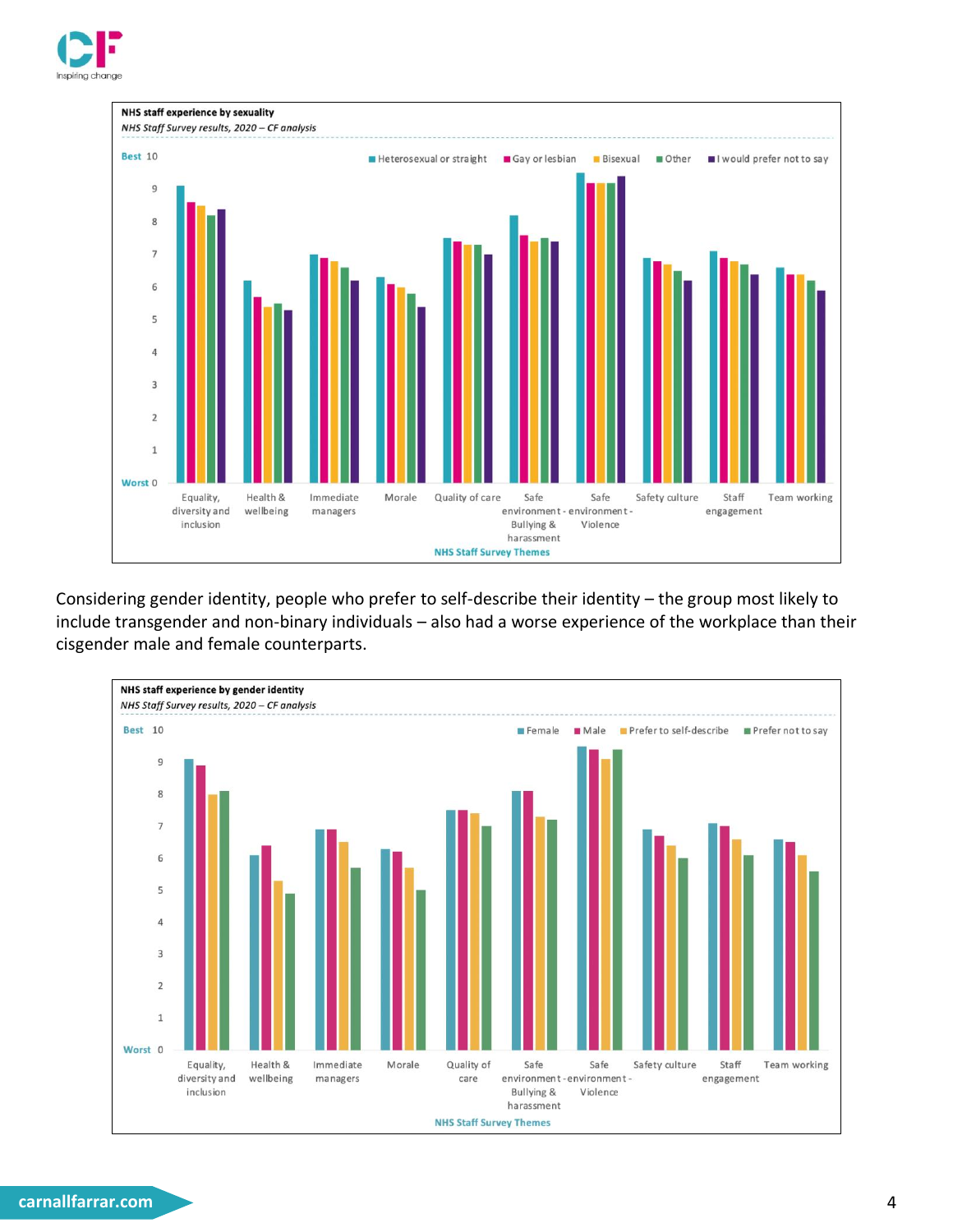**NHS staff experience by sexuality**

*NHS Staff Survey results, 2020 – CF analysis*

Best 10

Worst 0

Heterosexual or straight | Gay or lesbian | Bisexual | Other | I would prefer not to say

Equality, diversity and inclusion | Health & wellbeing | Immediate managers | Morale | Quality of care | Safe environment - Bullying & harassment | Safe environment - Violence | Safety culture | Staff engagement | Team working

NHS Staff Survey Themes

Considering gender identity, people who prefer to self-describe their identity – the group most likely to include transgender and non-binary individuals – also had a worse experience of the workplace than their cisgender male and female counterparts.

**NHS staff experience by gender identity**

*NHS Staff Survey results, 2020 – CF analysis*

Best 10

Worst 0

Female | Male | Prefer to self-describe | Prefer not to say

Equality, diversity and inclusion | Health & wellbeing | Immediate managers | Morale | Quality of care | Safe environment - Bullying & harassment | Safe environment - Violence | Safety culture | Staff engagement | Team working

NHS Staff Survey Themes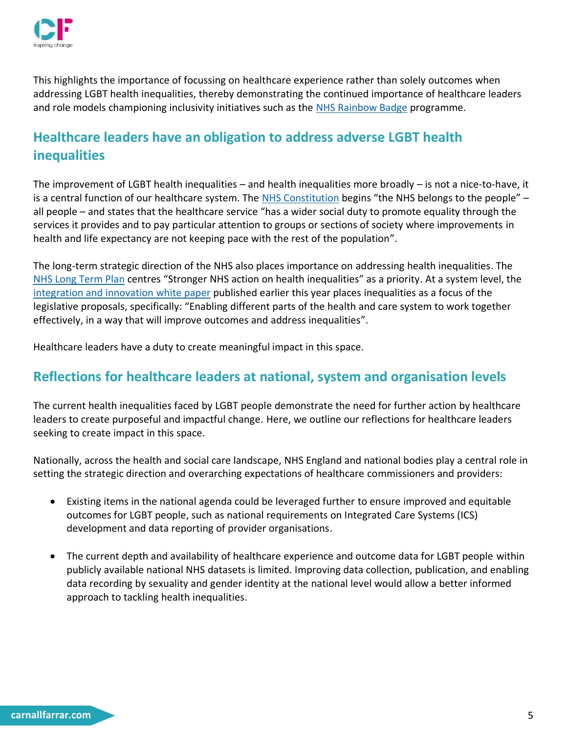This highlights the importance of focussing on healthcare experience rather than solely outcomes when addressing LGBT health inequalities, thereby demonstrating the continued importance of healthcare leaders and role models championing inclusivity initiatives such as the NHS Rainbow Badge programme.

## Healthcare leaders have an obligation to address adverse LGBT health inequalities

The improvement of LGBT health inequalities – and health inequalities more broadly – is not a nice-to-have, it is a central function of our healthcare system. The NHS Constitution begins "the NHS belongs to the people" – all people – and states that the healthcare service "has a wider social duty to promote equality through the services it provides and to pay particular attention to groups or sections of society where improvements in health and life expectancy are not keeping pace with the rest of the population".

The long-term strategic direction of the NHS also places importance on addressing health inequalities. The NHS Long Term Plan centres "Stronger NHS action on health inequalities" as a priority. At a system level, the integration and innovation white paper published earlier this year places inequalities as a focus of the legislative proposals, specifically: "Enabling different parts of the health and care system to work together effectively, in a way that will improve outcomes and address inequalities".

Healthcare leaders have a duty to create meaningful impact in this space.

## Reflections for healthcare leaders at national, system and organisation levels

The current health inequalities faced by LGBT people demonstrate the need for further action by healthcare leaders to create purposeful and impactful change. Here, we outline our reflections for healthcare leaders seeking to create impact in this space.

Nationally, across the health and social care landscape, NHS England and national bodies play a central role in setting the strategic direction and overarching expectations of healthcare commissioners and providers:

- Existing items in the national agenda could be leveraged further to ensure improved and equitable outcomes for LGBT people, such as national requirements on Integrated Care Systems (ICS) development and data reporting of provider organisations.

- The current depth and availability of healthcare experience and outcome data for LGBT people within publicly available national NHS datasets is limited. Improving data collection, publication, and enabling data recording by sexuality and gender identity at the national level would allow a better informed approach to tackling health inequalities.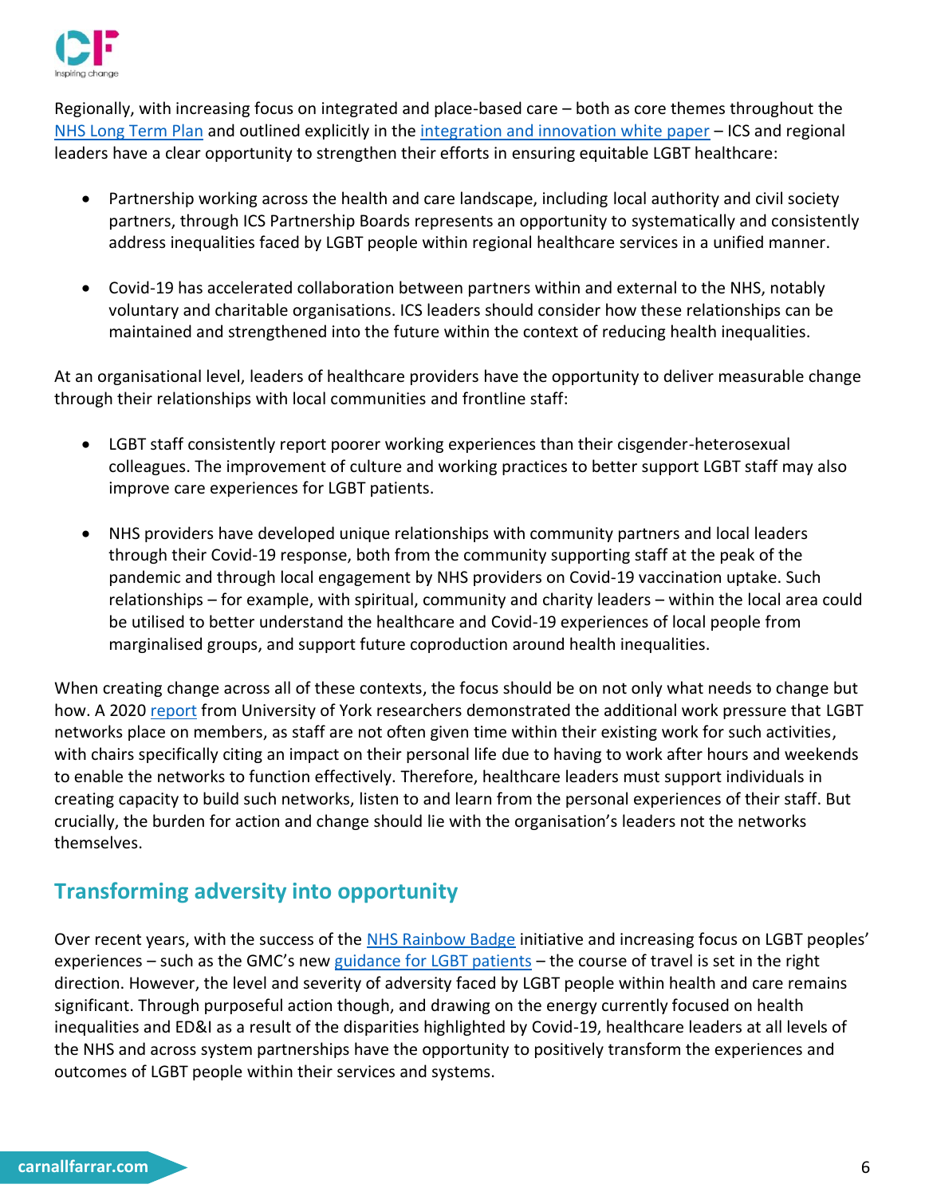Regionally, with increasing focus on integrated and place-based care – both as core themes throughout the NHS Long Term Plan and outlined explicitly in the integration and innovation white paper – ICS and regional leaders have a clear opportunity to strengthen their efforts in ensuring equitable LGBT healthcare:

- Partnership working across the health and care landscape, including local authority and civil society partners, through ICS Partnership Boards represents an opportunity to systematically and consistently address inequalities faced by LGBT people within regional healthcare services in a unified manner.
- Covid-19 has accelerated collaboration between partners within and external to the NHS, notably voluntary and charitable organisations. ICS leaders should consider how these relationships can be maintained and strengthened into the future within the context of reducing health inequalities.

At an organisational level, leaders of healthcare providers have the opportunity to deliver measurable change through their relationships with local communities and frontline staff:

- LGBT staff consistently report poorer working experiences than their cisgender-heterosexual colleagues. The improvement of culture and working practices to better support LGBT staff may also improve care experiences for LGBT patients.
- NHS providers have developed unique relationships with community partners and local leaders through their Covid-19 response, both from the community supporting staff at the peak of the pandemic and through local engagement by NHS providers on Covid-19 vaccination uptake. Such relationships – for example, with spiritual, community and charity leaders – within the local area could be utilised to better understand the healthcare and Covid-19 experiences of local people from marginalised groups, and support future coproduction around health inequalities.

When creating change across all of these contexts, the focus should be on not only what needs to change but how. A 2020 report from University of York researchers demonstrated the additional work pressure that LGBT networks place on members, as staff are not often given time within their existing work for such activities, with chairs specifically citing an impact on their personal life due to having to work after hours and weekends to enable the networks to function effectively. Therefore, healthcare leaders must support individuals in creating capacity to build such networks, listen to and learn from the personal experiences of their staff. But crucially, the burden for action and change should lie with the organisation's leaders not the networks themselves.

## Transforming adversity into opportunity

Over recent years, with the success of the NHS Rainbow Badge initiative and increasing focus on LGBT peoples' experiences – such as the GMC's new guidance for LGBT patients – the course of travel is set in the right direction. However, the level and severity of adversity faced by LGBT people within health and care remains significant. Through purposeful action though, and drawing on the energy currently focused on health inequalities and ED&I as a result of the disparities highlighted by Covid-19, healthcare leaders at all levels of the NHS and across system partnerships have the opportunity to positively transform the experiences and outcomes of LGBT people within their services and systems.